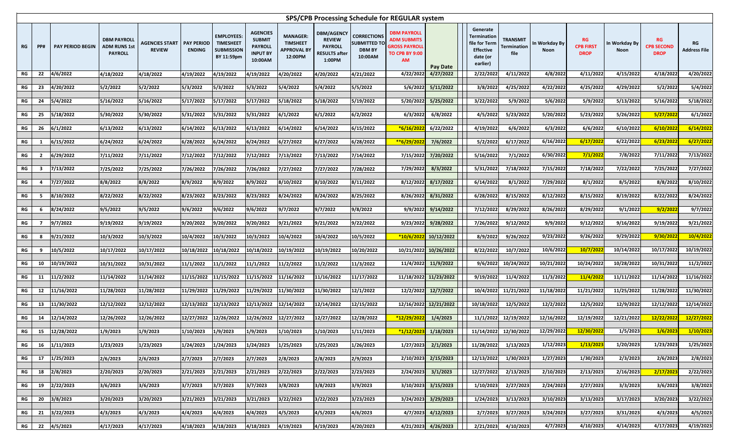# SPS/CPB Processing Schedule for REGULAR system

| RG | PP# | PAY PERIOD BEGIN | DBM PAYROLL ADM RUNS 1st PAYROLL | AGENCIES START REVIEW | PAY PERIOD ENDING | EMPLOYEES: TIMESHEET SUBMISSION BY 11:59pm | AGENCIES SUBMIT PAYROLL INPUT BY 10:00AM | MANAGER: TIMSHEET APPROVAL BY 12:00PM | DBM/AGENCY REVIEW PAYROLL RESULTS after 1:00PM | CORRECTIONS SUBMITTED TO DBM BY 10:00AM | DBM PAYROLL ADM SUBMITS GROSS PAYROLL TO CPB BY 9:00 AM | Pay Date | Generate Termination file for Term Effective date (or earlier) | TRANSMIT Termination file | In Workday By Noon | RG CPB FIRST DROP | In Workday By Noon | RG CPB SECOND DROP | RG Address File |
|---|---|---|---|---|---|---|---|---|---|---|---|---|---|---|---|---|---|---|---|
| RG | 22 | 4/6/2022 | 4/18/2022 | 4/18/2022 | 4/19/2022 | 4/19/2022 | 4/19/2022 | 4/20/2022 | 4/20/2022 | 4/21/2022 | 4/22/2022 | 4/27/2022 | 2/22/2022 | 4/11/2022 | 4/8/2022 | 4/11/2022 | 4/15/2022 | 4/18/2022 | 4/20/2022 |
| RG | 23 | 4/20/2022 | 5/2/2022 | 5/2/2022 | 5/3/2022 | 5/3/2022 | 5/3/2022 | 5/4/2022 | 5/4/2022 | 5/5/2022 | 5/6/2022 | 5/11/2022 | 3/8/2022 | 4/25/2022 | 4/22/2022 | 4/25/2022 | 4/29/2022 | 5/2/2022 | 5/4/2022 |
| RG | 24 | 5/4/2022 | 5/16/2022 | 5/16/2022 | 5/17/2022 | 5/17/2022 | 5/17/2022 | 5/18/2022 | 5/18/2022 | 5/19/2022 | 5/20/2022 | 5/25/2022 | 3/22/2022 | 5/9/2022 | 5/6/2022 | 5/9/2022 | 5/13/2022 | 5/16/2022 | 5/18/2022 |
| RG | 25 | 5/18/2022 | 5/30/2022 | 5/30/2022 | 5/31/2022 | 5/31/2022 | 5/31/2022 | 6/1/2022 | 6/1/2022 | 6/2/2022 | 6/3/2022 | 6/8/2022 | 4/5/2022 | 5/23/2022 | 5/20/2022 | 5/23/2022 | 5/26/2022 | 5/27/2022 | 6/1/2022 |
| RG | 26 | 6/1/2022 | 6/13/2022 | 6/13/2022 | 6/14/2022 | 6/13/2022 | 6/13/2022 | 6/14/2022 | 6/14/2022 | 6/15/2022 | *6/16/2022 | 6/22/2022 | 4/19/2022 | 6/6/2022 | 6/3/2022 | 6/6/2022 | 6/10/2022 | 6/10/2022 | 6/14/2022 |
| RG | 1 | 6/15/2022 | 6/24/2022 | 6/24/2022 | 6/28/2022 | 6/24/2022 | 6/24/2022 | 6/27/2022 | 6/27/2022 | 6/28/2022 | **6/29/2022 | 7/6/2022 | 5/2/2022 | 6/17/2022 | 6/16/2022 | 6/17/2022 | 6/22/2022 | 6/23/2022 | 6/27/2022 |
| RG | 2 | 6/29/2022 | 7/11/2022 | 7/11/2022 | 7/12/2022 | 7/12/2022 | 7/12/2022 | 7/13/2022 | 7/13/2022 | 7/14/2022 | 7/15/2022 | 7/20/2022 | 5/16/2022 | 7/1/2022 | 6/30/2022 | 7/1/2022 | 7/8/2022 | 7/11/2022 | 7/13/2022 |
| RG | 3 | 7/13/2022 | 7/25/2022 | 7/25/2022 | 7/26/2022 | 7/26/2022 | 7/26/2022 | 7/27/2022 | 7/27/2022 | 7/28/2022 | 7/29/2022 | 8/3/2022 | 5/31/2022 | 7/18/2022 | 7/15/2022 | 7/18/2022 | 7/22/2022 | 7/25/2022 | 7/27/2022 |
| RG | 4 | 7/27/2022 | 8/8/2022 | 8/8/2022 | 8/9/2022 | 8/9/2022 | 8/9/2022 | 8/10/2022 | 8/10/2022 | 8/11/2022 | 8/12/2022 | 8/17/2022 | 6/14/2022 | 8/1/2022 | 7/29/2022 | 8/1/2022 | 8/5/2022 | 8/8/2022 | 8/10/2022 |
| RG | 5 | 8/10/2022 | 8/22/2022 | 8/22/2022 | 8/23/2022 | 8/23/2022 | 8/23/2022 | 8/24/2022 | 8/24/2022 | 8/25/2022 | 8/26/2022 | 8/31/2022 | 6/28/2022 | 8/15/2022 | 8/12/2022 | 8/15/2022 | 8/19/2022 | 8/22/2022 | 8/24/2022 |
| RG | 6 | 8/24/2022 | 9/5/2022 | 9/5/2022 | 9/6/2022 | 9/6/2022 | 9/6/2022 | 9/7/2022 | 9/7/2022 | 9/8/2022 | 9/9/2022 | 9/14/2022 | 7/12/2022 | 8/29/2022 | 8/26/2022 | 8/29/2022 | 9/1/2022 | 9/2/2022 | 9/7/2022 |
| RG | 7 | 9/7/2022 | 9/19/2022 | 9/19/2022 | 9/20/2022 | 9/20/2022 | 9/20/2022 | 9/21/2022 | 9/21/2022 | 9/22/2022 | 9/23/2022 | 9/28/2022 | 7/26/2022 | 9/12/2022 | 9/9/2022 | 9/12/2022 | 9/16/2022 | 9/19/2022 | 9/21/2022 |
| RG | 8 | 9/21/2022 | 10/3/2022 | 10/3/2022 | 10/4/2022 | 10/3/2022 | 10/3/2022 | 10/4/2022 | 10/4/2022 | 10/5/2022 | *10/6/2022 | 10/12/2022 | 8/9/2022 | 9/26/2022 | 9/23/2022 | 9/26/2022 | 9/29/2022 | 9/30/2022 | 10/4/2022 |
| RG | 9 | 10/5/2022 | 10/17/2022 | 10/17/2022 | 10/18/2022 | 10/18/2022 | 10/18/2022 | 10/19/2022 | 10/19/2022 | 10/20/2022 | 10/21/2022 | 10/26/2022 | 8/22/2022 | 10/7/2022 | 10/6/2022 | 10/7/2022 | 10/14/2022 | 10/17/2022 | 10/19/2022 |
| RG | 10 | 10/19/2022 | 10/31/2022 | 10/31/2022 | 11/1/2022 | 11/1/2022 | 11/1/2022 | 11/2/2022 | 11/2/2022 | 11/3/2022 | 11/4/2022 | 11/9/2022 | 9/6/2022 | 10/24/2022 | 10/21/2022 | 10/24/2022 | 10/28/2022 | 10/31/2022 | 11/2/2022 |
| RG | 11 | 11/2/2022 | 11/14/2022 | 11/14/2022 | 11/15/2022 | 11/15/2022 | 11/15/2022 | 11/16/2022 | 11/16/2022 | 11/17/2022 | 11/18/2022 | 11/23/2022 | 9/19/2022 | 11/4/2022 | 11/3/2022 | 11/4/2022 | 11/11/2022 | 11/14/2022 | 11/16/2022 |
| RG | 12 | 11/16/2022 | 11/28/2022 | 11/28/2022 | 11/29/2022 | 11/29/2022 | 11/29/2022 | 11/30/2022 | 11/30/2022 | 12/1/2022 | 12/2/2022 | 12/7/2022 | 10/4/2022 | 11/21/2022 | 11/18/2022 | 11/21/2022 | 11/25/2022 | 11/28/2022 | 11/30/2022 |
| RG | 13 | 11/30/2022 | 12/12/2022 | 12/12/2022 | 12/13/2022 | 12/13/2022 | 12/13/2022 | 12/14/2022 | 12/14/2022 | 12/15/2022 | 12/16/2022 | 12/21/2022 | 10/18/2022 | 12/5/2022 | 12/2/2022 | 12/5/2022 | 12/9/2022 | 12/12/2022 | 12/14/2022 |
| RG | 14 | 12/14/2022 | 12/26/2022 | 12/26/2022 | 12/27/2022 | 12/26/2022 | 12/26/2022 | 12/27/2022 | 12/27/2022 | 12/28/2022 | *12/29/2022 | 1/4/2023 | 11/1/2022 | 12/19/2022 | 12/16/2022 | 12/19/2022 | 12/21/2022 | 12/22/2022 | 12/27/2022 |
| RG | 15 | 12/28/2022 | 1/9/2023 | 1/9/2023 | 1/10/2023 | 1/9/2023 | 1/9/2023 | 1/10/2023 | 1/10/2023 | 1/11/2023 | *1/12/2023 | 1/18/2023 | 11/14/2022 | 12/30/2022 | 12/29/2022 | 12/30/2022 | 1/5/2023 | 1/6/2023 | 1/10/2023 |
| RG | 16 | 1/11/2023 | 1/23/2023 | 1/23/2023 | 1/24/2023 | 1/24/2023 | 1/24/2023 | 1/25/2023 | 1/25/2023 | 1/26/2023 | 1/27/2023 | 2/1/2023 | 11/28/2022 | 1/13/2023 | 1/12/2023 | 1/13/2023 | 1/20/2023 | 1/23/2023 | 1/25/2023 |
| RG | 17 | 1/25/2023 | 2/6/2023 | 2/6/2023 | 2/7/2023 | 2/7/2023 | 2/7/2023 | 2/8/2023 | 2/8/2023 | 2/9/2023 | 2/10/2023 | 2/15/2023 | 12/13/2022 | 1/30/2023 | 1/27/2023 | 1/30/2023 | 2/3/2023 | 2/6/2023 | 2/8/2023 |
| RG | 18 | 2/8/2023 | 2/20/2023 | 2/20/2023 | 2/21/2023 | 2/21/2023 | 2/21/2023 | 2/22/2023 | 2/22/2023 | 2/23/2023 | 2/24/2023 | 3/1/2023 | 12/27/2022 | 2/13/2023 | 2/10/2023 | 2/13/2023 | 2/16/2023 | 2/17/2023 | 2/22/2023 |
| RG | 19 | 2/22/2023 | 3/6/2023 | 3/6/2023 | 3/7/2023 | 3/7/2023 | 3/7/2023 | 3/8/2023 | 3/8/2023 | 3/9/2023 | 3/10/2023 | 3/15/2023 | 1/10/2023 | 2/27/2023 | 2/24/2023 | 2/27/2023 | 3/3/2023 | 3/6/2023 | 3/8/2023 |
| RG | 20 | 3/8/2023 | 3/20/2023 | 3/20/2023 | 3/21/2023 | 3/21/2023 | 3/21/2023 | 3/22/2023 | 3/22/2023 | 3/23/2023 | 3/24/2023 | 3/29/2023 | 1/24/2023 | 3/13/2023 | 3/10/2023 | 3/13/2023 | 3/17/2023 | 3/20/2023 | 3/22/2023 |
| RG | 21 | 3/22/2023 | 4/3/2023 | 4/3/2023 | 4/4/2023 | 4/4/2023 | 4/4/2023 | 4/5/2023 | 4/5/2023 | 4/6/2023 | 4/7/2023 | 4/12/2023 | 2/7/2023 | 3/27/2023 | 3/24/2023 | 3/27/2023 | 3/31/2023 | 4/3/2023 | 4/5/2023 |
| RG | 22 | 4/5/2023 | 4/17/2023 | 4/17/2023 | 4/18/2023 | 4/18/2023 | 4/18/2023 | 4/19/2023 | 4/19/2023 | 4/20/2023 | 4/21/2023 | 4/26/2023 | 2/21/2023 | 4/10/2023 | 4/7/2023 | 4/10/2023 | 4/14/2023 | 4/17/2023 | 4/19/2023 |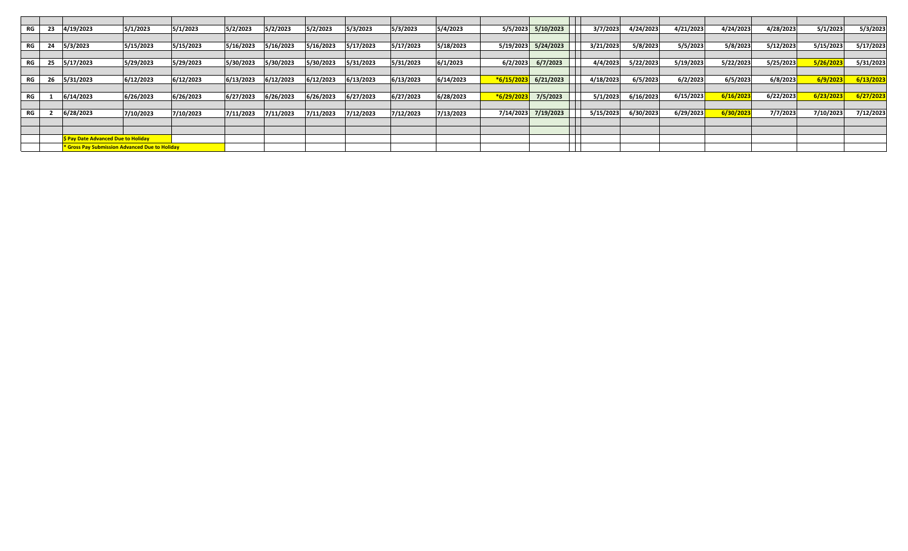| | | | | | | | | | | | | | | | | | | | | | | |
|---|---|---|---|---|---|---|---|---|---|---|---|---|---|---|---|---|---|---|---|---|---|---|
| | | | | | | | | | | | | | | | | | | | | | | |
| RG | 23 | 4/19/2023 | 5/1/2023 | 5/1/2023 | 5/2/2023 | 5/2/2023 | 5/2/2023 | 5/3/2023 | 5/3/2023 | 5/4/2023 | 5/5/2023 | 5/10/2023 | | | 3/7/2023 | 4/24/2023 | 4/21/2023 | 4/24/2023 | 4/28/2023 | 5/1/2023 | 5/3/2023 |
| | | | | | | | | | | | | | | | | | | | | | |
| RG | 24 | 5/3/2023 | 5/15/2023 | 5/15/2023 | 5/16/2023 | 5/16/2023 | 5/16/2023 | 5/17/2023 | 5/17/2023 | 5/18/2023 | 5/19/2023 | 5/24/2023 | | | 3/21/2023 | 5/8/2023 | 5/5/2023 | 5/8/2023 | 5/12/2023 | 5/15/2023 | 5/17/2023 |
| | | | | | | | | | | | | | | | | | | | | | |
| RG | 25 | 5/17/2023 | 5/29/2023 | 5/29/2023 | 5/30/2023 | 5/30/2023 | 5/30/2023 | 5/31/2023 | 5/31/2023 | 6/1/2023 | 6/2/2023 | 6/7/2023 | | | 4/4/2023 | 5/22/2023 | 5/19/2023 | 5/22/2023 | 5/25/2023 | 5/26/2023 | 5/31/2023 |
| | | | | | | | | | | | | | | | | | | | | | |
| RG | 26 | 5/31/2023 | 6/12/2023 | 6/12/2023 | 6/13/2023 | 6/12/2023 | 6/12/2023 | 6/13/2023 | 6/13/2023 | 6/14/2023 | *6/15/2023 | 6/21/2023 | | | 4/18/2023 | 6/5/2023 | 6/2/2023 | 6/5/2023 | 6/8/2023 | 6/9/2023 | 6/13/2023 |
| | | | | | | | | | | | | | | | | | | | | | |
| RG | 1 | 6/14/2023 | 6/26/2023 | 6/26/2023 | 6/27/2023 | 6/26/2023 | 6/26/2023 | 6/27/2023 | 6/27/2023 | 6/28/2023 | *6/29/2023 | 7/5/2023 | | | 5/1/2023 | 6/16/2023 | 6/15/2023 | 6/16/2023 | 6/22/2023 | 6/23/2023 | 6/27/2023 |
| | | | | | | | | | | | | | | | | | | | | | |
| RG | 2 | 6/28/2023 | 7/10/2023 | 7/10/2023 | 7/11/2023 | 7/11/2023 | 7/11/2023 | 7/12/2023 | 7/12/2023 | 7/13/2023 | 7/14/2023 | 7/19/2023 | | | 5/15/2023 | 6/30/2023 | 6/29/2023 | 6/30/2023 | 7/7/2023 | 7/10/2023 | 7/12/2023 |
| | | | | | | | | | | | | | | | | | | | | | |
| | | | | | | | | | | | | | | | | | | | | | |
| | | $ Pay Date Advanced Due to Holiday | | | | | | | | | | | | | | | | | | | |
| | | * Gross Pay Submission Advanced Due to Holiday | | | | | | | | | | | | | | | | | | | |